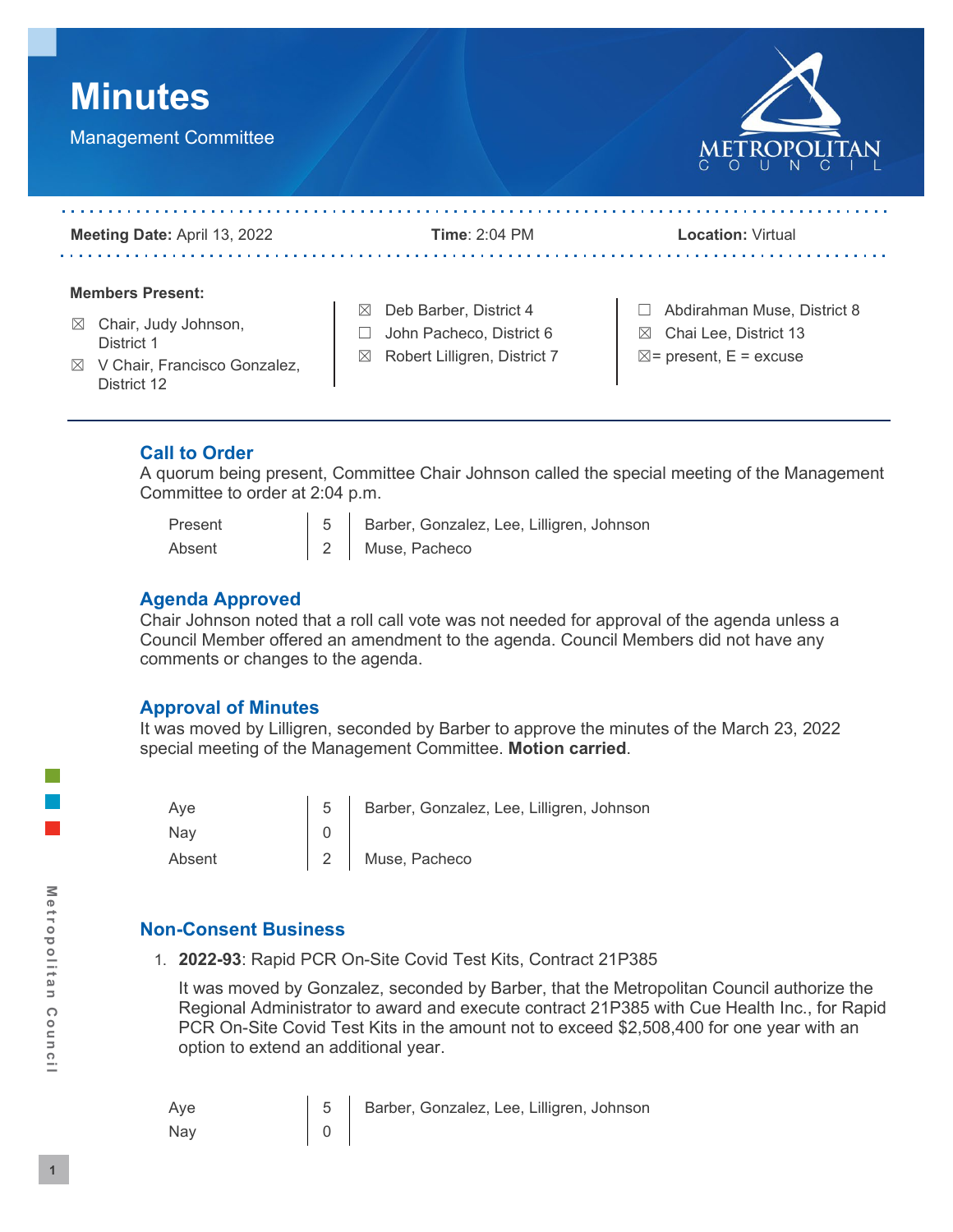# Minutes

Management Committee

**Meeting Date:** April 13, 2022 **Time**: 2:04 PM **Location:** Virtual

**Members Present:**

- ☒ Chair, Judy Johnson, District 1
- ☒ V Chair, Francisco Gonzalez, District 12
- ☒ Deb Barber, District 4
- ☐ John Pacheco, District 6
- ☒ Robert Lilligren, District 7
- ☐ Abdirahman Muse, District 8
- ☒ Chai Lee, District 13

☒= present, E = excuse

## Call to Order

A quorum being present, Committee Chair Johnson called the special meeting of the Management Committee to order at 2:04 p.m.

| | | |
|---|---|---|
| Present | 5 | Barber, Gonzalez, Lee, Lilligren, Johnson |
| Absent | 2 | Muse, Pacheco |

## Agenda Approved

Chair Johnson noted that a roll call vote was not needed for approval of the agenda unless a Council Member offered an amendment to the agenda. Council Members did not have any comments or changes to the agenda.

## Approval of Minutes

It was moved by Lilligren, seconded by Barber to approve the minutes of the March 23, 2022 special meeting of the Management Committee. **Motion carried**.

| | | |
|---|---|---|
| Aye | 5 | Barber, Gonzalez, Lee, Lilligren, Johnson |
| Nay | 0 | |
| Absent | 2 | Muse, Pacheco |

## Non-Consent Business

1. **2022-93**: Rapid PCR On-Site Covid Test Kits, Contract 21P385

   It was moved by Gonzalez, seconded by Barber, that the Metropolitan Council authorize the Regional Administrator to award and execute contract 21P385 with Cue Health Inc., for Rapid PCR On-Site Covid Test Kits in the amount not to exceed $2,508,400 for one year with an option to extend an additional year.

| | | |
|---|---|---|
| Aye | 5 | Barber, Gonzalez, Lee, Lilligren, Johnson |
| Nay | 0 | |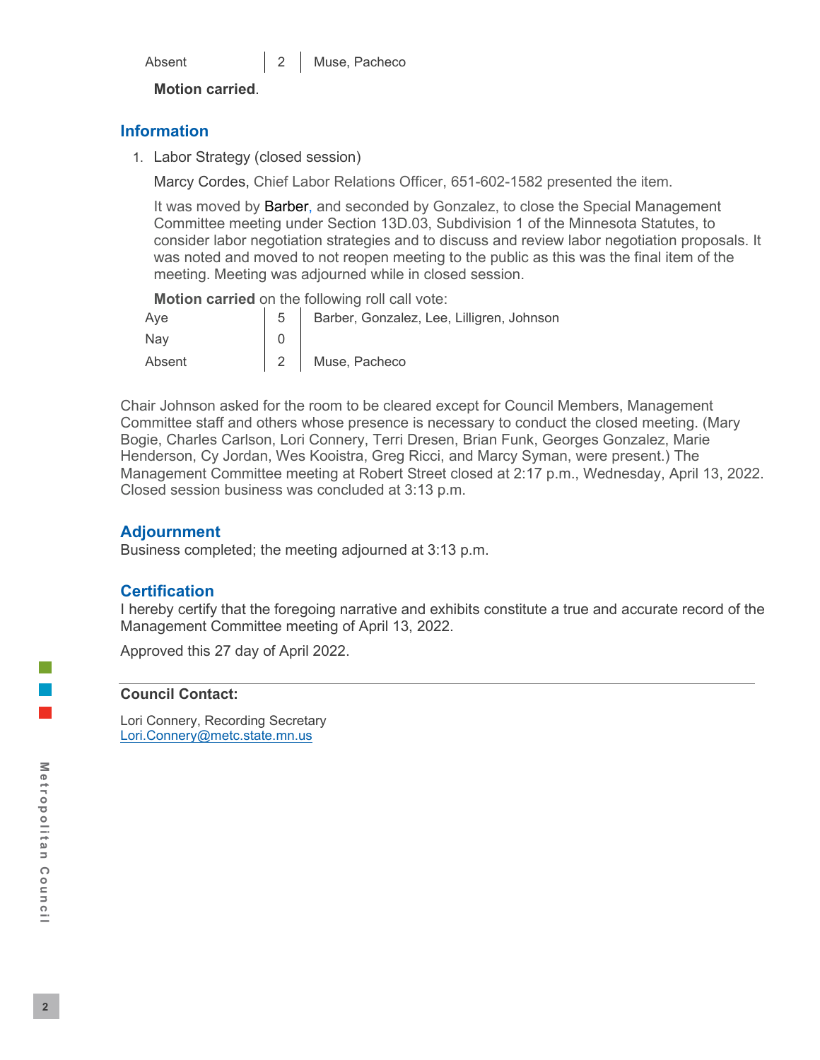| | | |
|---|---|---|
| Absent | 2 | Muse, Pacheco |

**Motion carried**.

## Information

1. Labor Strategy (closed session)

   Marcy Cordes, Chief Labor Relations Officer, 651-602-1582 presented the item.

   It was moved by Barber, and seconded by Gonzalez, to close the Special Management Committee meeting under Section 13D.03, Subdivision 1 of the Minnesota Statutes, to consider labor negotiation strategies and to discuss and review labor negotiation proposals. It was noted and moved to not reopen meeting to the public as this was the final item of the meeting. Meeting was adjourned while in closed session.

   **Motion carried** on the following roll call vote:

| | | |
|---|---|---|
| Aye | 5 | Barber, Gonzalez, Lee, Lilligren, Johnson |
| Nay | 0 | |
| Absent | 2 | Muse, Pacheco |

Chair Johnson asked for the room to be cleared except for Council Members, Management Committee staff and others whose presence is necessary to conduct the closed meeting. (Mary Bogie, Charles Carlson, Lori Connery, Terri Dresen, Brian Funk, Georges Gonzalez, Marie Henderson, Cy Jordan, Wes Kooistra, Greg Ricci, and Marcy Syman, were present.) The Management Committee meeting at Robert Street closed at 2:17 p.m., Wednesday, April 13, 2022. Closed session business was concluded at 3:13 p.m.

## Adjournment

Business completed; the meeting adjourned at 3:13 p.m.

## Certification

I hereby certify that the foregoing narrative and exhibits constitute a true and accurate record of the Management Committee meeting of April 13, 2022.

Approved this 27 day of April 2022.

---

**Council Contact:**

Lori Connery, Recording Secretary
Lori.Connery@metc.state.mn.us